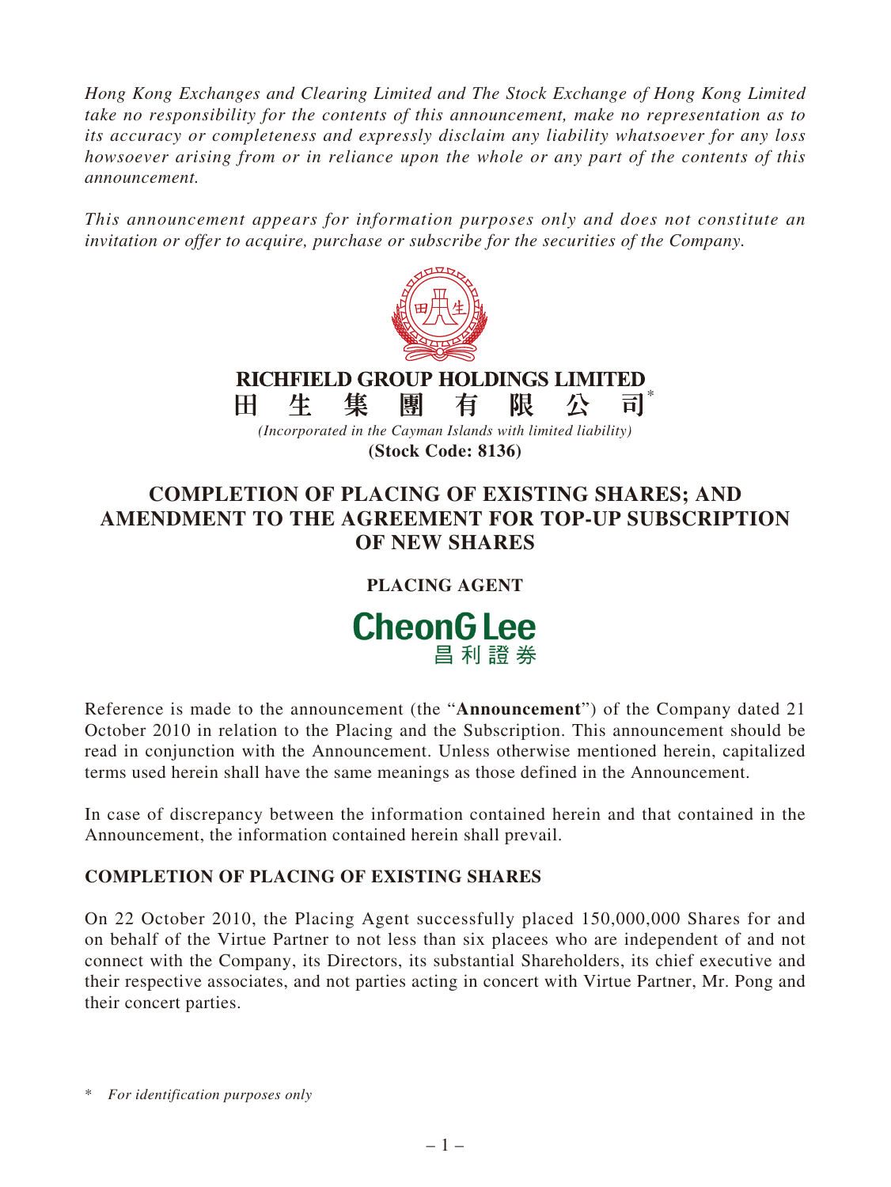*Hong Kong Exchanges and Clearing Limited and The Stock Exchange of Hong Kong Limited take no responsibility for the contents of this announcement, make no representation as to its accuracy or completeness and expressly disclaim any liability whatsoever for any loss howsoever arising from or in reliance upon the whole or any part of the contents of this announcement.*

*This announcement appears for information purposes only and does not constitute an invitation or offer to acquire, purchase or subscribe for the securities of the Company.*

**RICHFIELD GROUP HOLDINGS LIMITED**
**田 生 集 團 有 限 公 司***

*(Incorporated in the Cayman Islands with limited liability)*
**(Stock Code: 8136)**

# COMPLETION OF PLACING OF EXISTING SHARES; AND AMENDMENT TO THE AGREEMENT FOR TOP-UP SUBSCRIPTION OF NEW SHARES

**PLACING AGENT**

**CheonG Lee**
**昌利證券**

Reference is made to the announcement (the "**Announcement**") of the Company dated 21 October 2010 in relation to the Placing and the Subscription. This announcement should be read in conjunction with the Announcement. Unless otherwise mentioned herein, capitalized terms used herein shall have the same meanings as those defined in the Announcement.

In case of discrepancy between the information contained herein and that contained in the Announcement, the information contained herein shall prevail.

## COMPLETION OF PLACING OF EXISTING SHARES

On 22 October 2010, the Placing Agent successfully placed 150,000,000 Shares for and on behalf of the Virtue Partner to not less than six placees who are independent of and not connect with the Company, its Directors, its substantial Shareholders, its chief executive and their respective associates, and not parties acting in concert with Virtue Partner, Mr. Pong and their concert parties.

\* *For identification purposes only*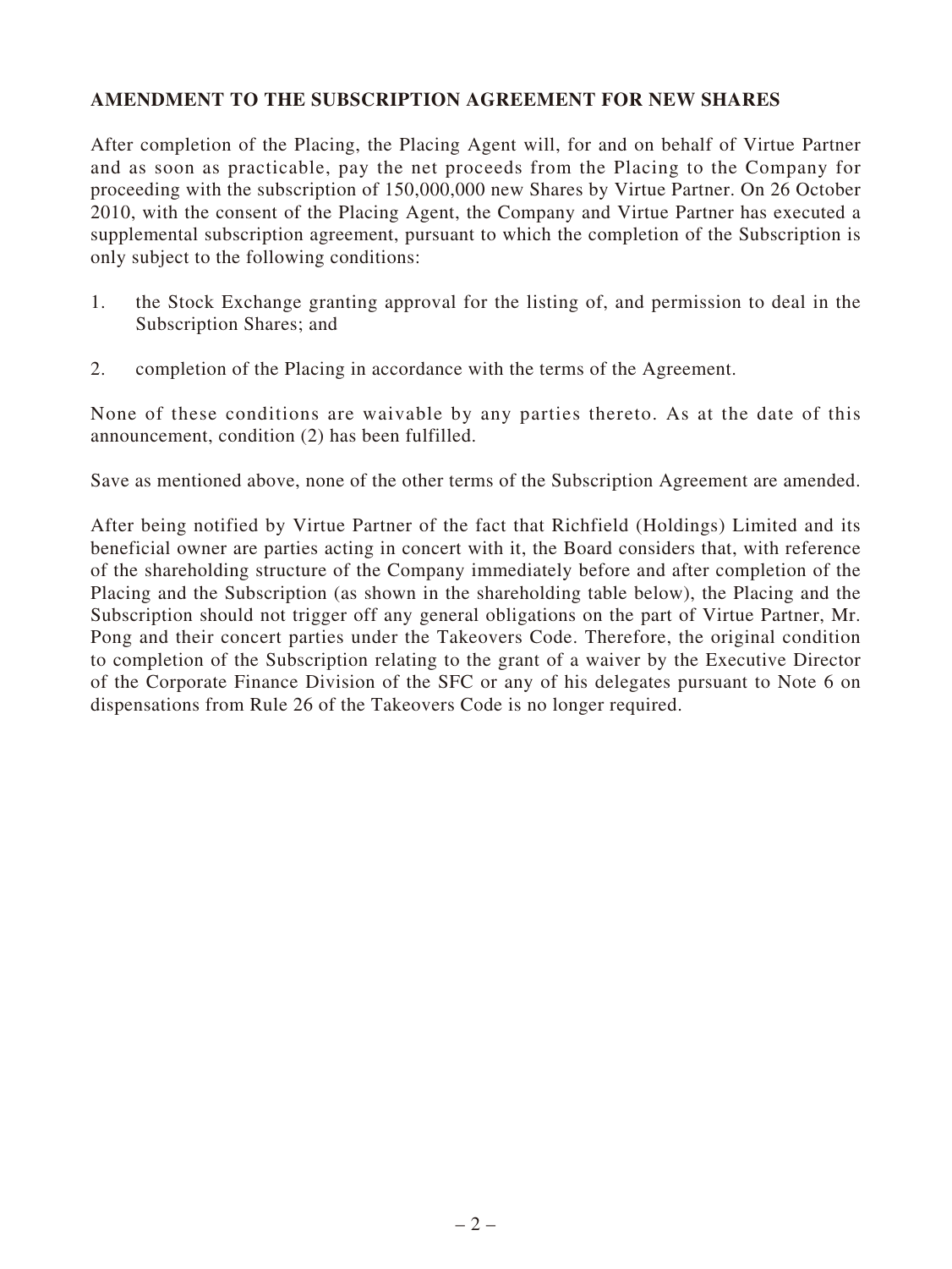## AMENDMENT TO THE SUBSCRIPTION AGREEMENT FOR NEW SHARES

After completion of the Placing, the Placing Agent will, for and on behalf of Virtue Partner and as soon as practicable, pay the net proceeds from the Placing to the Company for proceeding with the subscription of 150,000,000 new Shares by Virtue Partner. On 26 October 2010, with the consent of the Placing Agent, the Company and Virtue Partner has executed a supplemental subscription agreement, pursuant to which the completion of the Subscription is only subject to the following conditions:

1. the Stock Exchange granting approval for the listing of, and permission to deal in the Subscription Shares; and

2. completion of the Placing in accordance with the terms of the Agreement.

None of these conditions are waivable by any parties thereto. As at the date of this announcement, condition (2) has been fulfilled.

Save as mentioned above, none of the other terms of the Subscription Agreement are amended.

After being notified by Virtue Partner of the fact that Richfield (Holdings) Limited and its beneficial owner are parties acting in concert with it, the Board considers that, with reference of the shareholding structure of the Company immediately before and after completion of the Placing and the Subscription (as shown in the shareholding table below), the Placing and the Subscription should not trigger off any general obligations on the part of Virtue Partner, Mr. Pong and their concert parties under the Takeovers Code. Therefore, the original condition to completion of the Subscription relating to the grant of a waiver by the Executive Director of the Corporate Finance Division of the SFC or any of his delegates pursuant to Note 6 on dispensations from Rule 26 of the Takeovers Code is no longer required.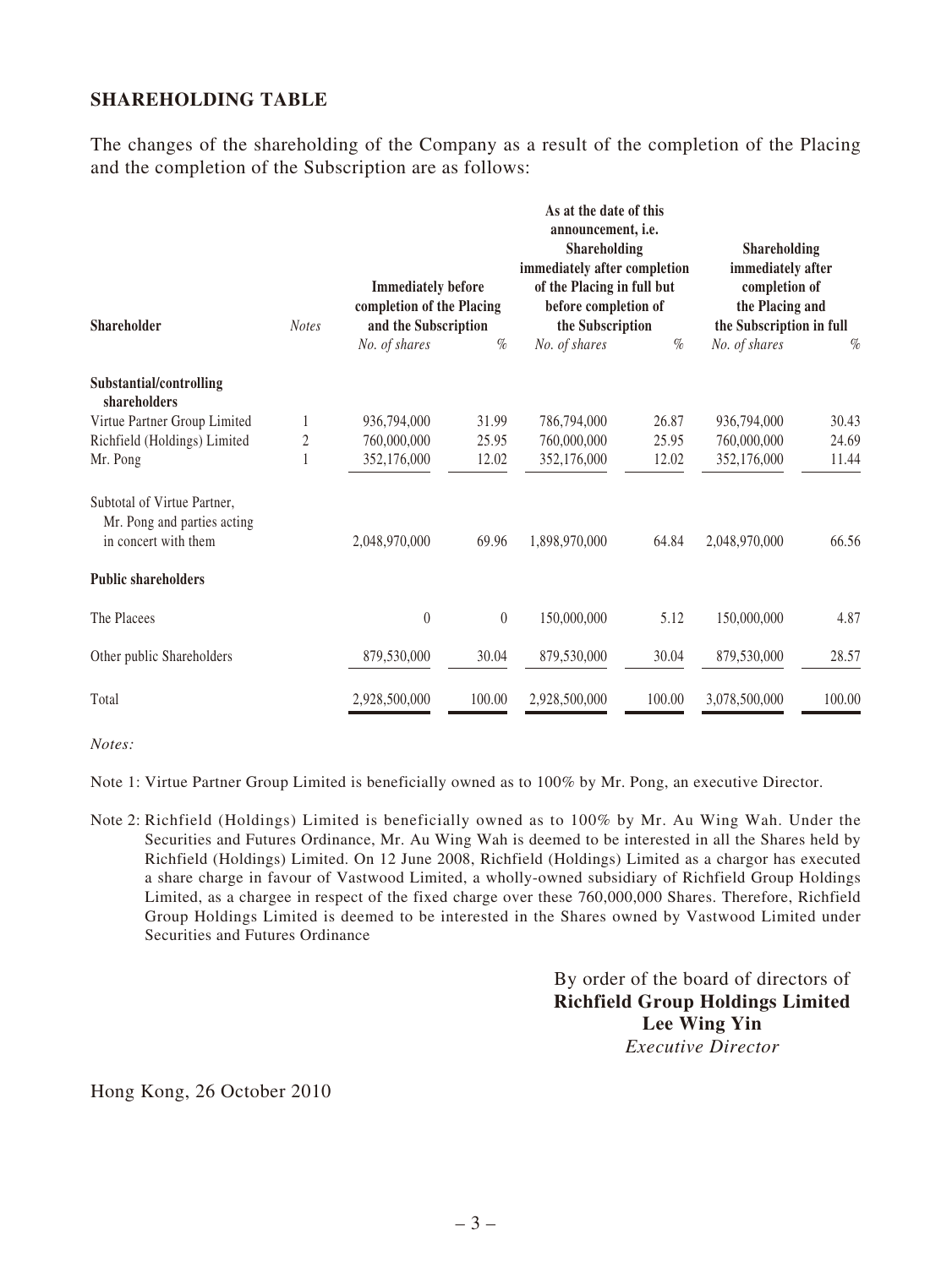## SHAREHOLDING TABLE

The changes of the shareholding of the Company as a result of the completion of the Placing and the completion of the Subscription are as follows:

| Shareholder | *Notes* | Immediately before completion of the Placing and the Subscription | | As at the date of this announcement, i.e. Shareholding immediately after completion of the Placing in full but before completion of the Subscription | | Shareholding immediately after completion of the Placing and the Subscription in full | |
|---|---|---|---|---|---|---|---|
| | | *No. of shares* | *%* | *No. of shares* | *%* | *No. of shares* | *%* |
| **Substantial/controlling shareholders** | | | | | | | |
| Virtue Partner Group Limited | 1 | 936,794,000 | 31.99 | 786,794,000 | 26.87 | 936,794,000 | 30.43 |
| Richfield (Holdings) Limited | 2 | 760,000,000 | 25.95 | 760,000,000 | 25.95 | 760,000,000 | 24.69 |
| Mr. Pong | 1 | 352,176,000 | 12.02 | 352,176,000 | 12.02 | 352,176,000 | 11.44 |
| Subtotal of Virtue Partner, Mr. Pong and parties acting in concert with them | | 2,048,970,000 | 69.96 | 1,898,970,000 | 64.84 | 2,048,970,000 | 66.56 |
| **Public shareholders** | | | | | | | |
| The Placees | | 0 | 0 | 150,000,000 | 5.12 | 150,000,000 | 4.87 |
| Other public Shareholders | | 879,530,000 | 30.04 | 879,530,000 | 30.04 | 879,530,000 | 28.57 |
| Total | | 2,928,500,000 | 100.00 | 2,928,500,000 | 100.00 | 3,078,500,000 | 100.00 |

*Notes:*

Note 1: Virtue Partner Group Limited is beneficially owned as to 100% by Mr. Pong, an executive Director.

Note 2: Richfield (Holdings) Limited is beneficially owned as to 100% by Mr. Au Wing Wah. Under the Securities and Futures Ordinance, Mr. Au Wing Wah is deemed to be interested in all the Shares held by Richfield (Holdings) Limited. On 12 June 2008, Richfield (Holdings) Limited as a chargor has executed a share charge in favour of Vastwood Limited, a wholly-owned subsidiary of Richfield Group Holdings Limited, as a chargee in respect of the fixed charge over these 760,000,000 Shares. Therefore, Richfield Group Holdings Limited is deemed to be interested in the Shares owned by Vastwood Limited under Securities and Futures Ordinance

By order of the board of directors of
**Richfield Group Holdings Limited**
**Lee Wing Yin**
*Executive Director*

Hong Kong, 26 October 2010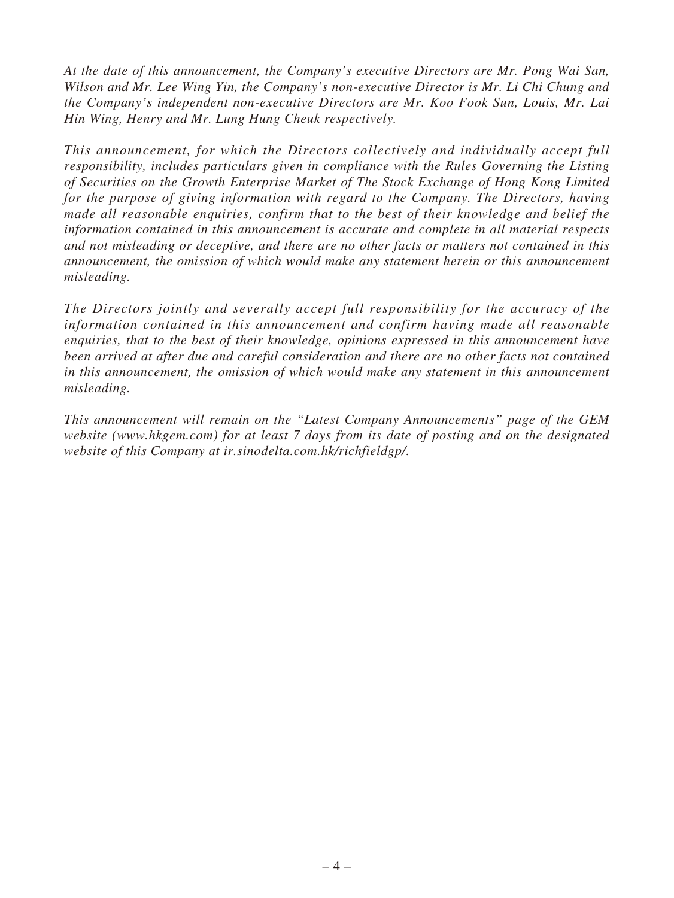*At the date of this announcement, the Company's executive Directors are Mr. Pong Wai San, Wilson and Mr. Lee Wing Yin, the Company's non-executive Director is Mr. Li Chi Chung and the Company's independent non-executive Directors are Mr. Koo Fook Sun, Louis, Mr. Lai Hin Wing, Henry and Mr. Lung Hung Cheuk respectively.*

*This announcement, for which the Directors collectively and individually accept full responsibility, includes particulars given in compliance with the Rules Governing the Listing of Securities on the Growth Enterprise Market of The Stock Exchange of Hong Kong Limited for the purpose of giving information with regard to the Company. The Directors, having made all reasonable enquiries, confirm that to the best of their knowledge and belief the information contained in this announcement is accurate and complete in all material respects and not misleading or deceptive, and there are no other facts or matters not contained in this announcement, the omission of which would make any statement herein or this announcement misleading.*

*The Directors jointly and severally accept full responsibility for the accuracy of the information contained in this announcement and confirm having made all reasonable enquiries, that to the best of their knowledge, opinions expressed in this announcement have been arrived at after due and careful consideration and there are no other facts not contained in this announcement, the omission of which would make any statement in this announcement misleading.*

*This announcement will remain on the "Latest Company Announcements" page of the GEM website (www.hkgem.com) for at least 7 days from its date of posting and on the designated website of this Company at ir.sinodelta.com.hk/richfieldgp/.*